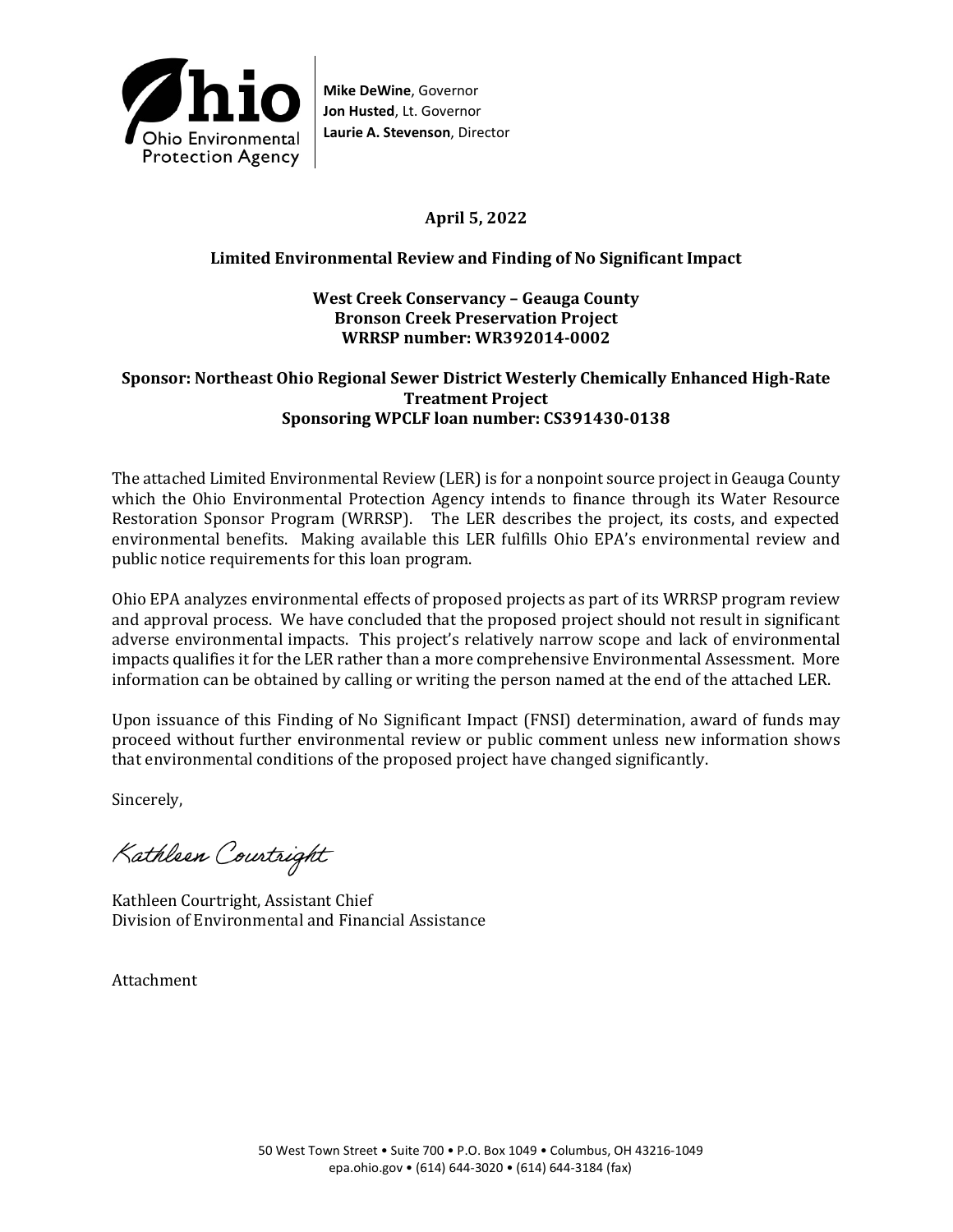Ohio Environmental Protection Agency

**Mike DeWine**, Governor
**Jon Husted**, Lt. Governor
**Laurie A. Stevenson**, Director

**April 5, 2022**

**Limited Environmental Review and Finding of No Significant Impact**

**West Creek Conservancy – Geauga County**
**Bronson Creek Preservation Project**
**WRRSP number: WR392014-0002**

**Sponsor: Northeast Ohio Regional Sewer District Westerly Chemically Enhanced High-Rate Treatment Project**
**Sponsoring WPCLF loan number: CS391430-0138**

The attached Limited Environmental Review (LER) is for a nonpoint source project in Geauga County which the Ohio Environmental Protection Agency intends to finance through its Water Resource Restoration Sponsor Program (WRRSP). The LER describes the project, its costs, and expected environmental benefits. Making available this LER fulfills Ohio EPA's environmental review and public notice requirements for this loan program.

Ohio EPA analyzes environmental effects of proposed projects as part of its WRRSP program review and approval process. We have concluded that the proposed project should not result in significant adverse environmental impacts. This project's relatively narrow scope and lack of environmental impacts qualifies it for the LER rather than a more comprehensive Environmental Assessment. More information can be obtained by calling or writing the person named at the end of the attached LER.

Upon issuance of this Finding of No Significant Impact (FNSI) determination, award of funds may proceed without further environmental review or public comment unless new information shows that environmental conditions of the proposed project have changed significantly.

Sincerely,

Kathleen Courtright

Kathleen Courtright, Assistant Chief
Division of Environmental and Financial Assistance

Attachment

50 West Town Street • Suite 700 • P.O. Box 1049 • Columbus, OH 43216-1049
epa.ohio.gov • (614) 644-3020 • (614) 644-3184 (fax)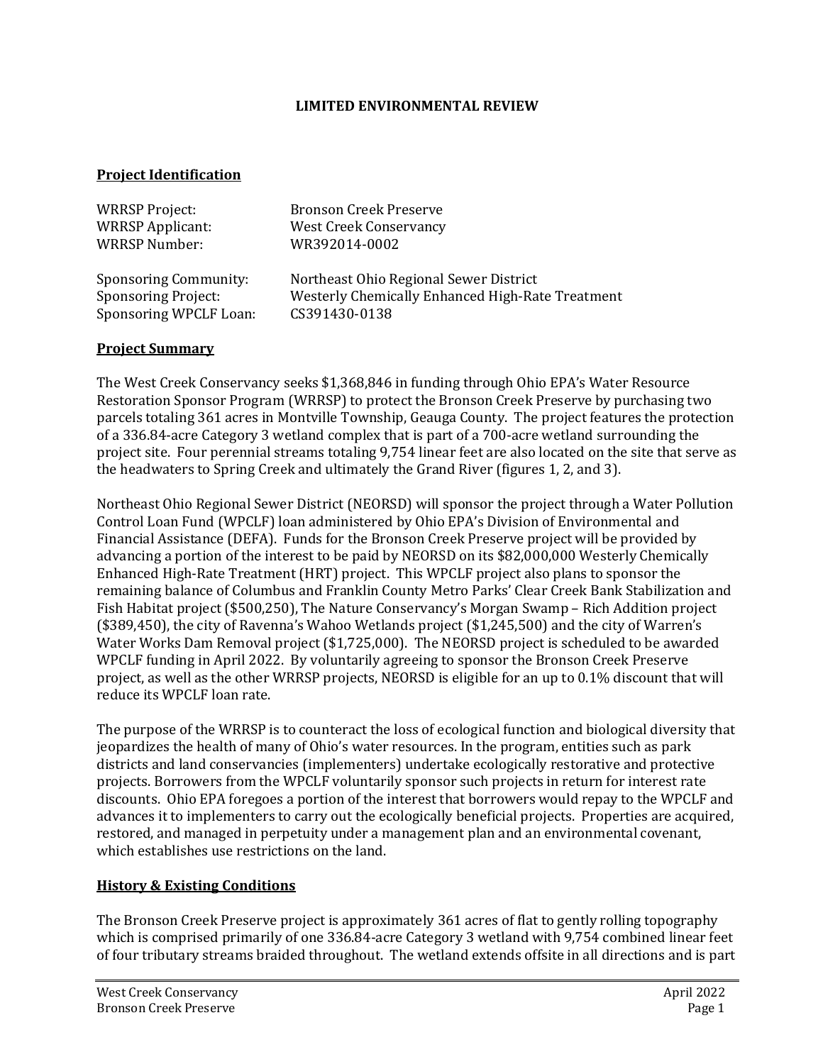**LIMITED ENVIRONMENTAL REVIEW**

## Project Identification

| | |
|---|---|
| WRRSP Project: | Bronson Creek Preserve |
| WRRSP Applicant: | West Creek Conservancy |
| WRRSP Number: | WR392014-0002 |
| Sponsoring Community: | Northeast Ohio Regional Sewer District |
| Sponsoring Project: | Westerly Chemically Enhanced High-Rate Treatment |
| Sponsoring WPCLF Loan: | CS391430-0138 |

## Project Summary

The West Creek Conservancy seeks $1,368,846 in funding through Ohio EPA's Water Resource Restoration Sponsor Program (WRRSP) to protect the Bronson Creek Preserve by purchasing two parcels totaling 361 acres in Montville Township, Geauga County. The project features the protection of a 336.84-acre Category 3 wetland complex that is part of a 700-acre wetland surrounding the project site. Four perennial streams totaling 9,754 linear feet are also located on the site that serve as the headwaters to Spring Creek and ultimately the Grand River (figures 1, 2, and 3).

Northeast Ohio Regional Sewer District (NEORSD) will sponsor the project through a Water Pollution Control Loan Fund (WPCLF) loan administered by Ohio EPA's Division of Environmental and Financial Assistance (DEFA). Funds for the Bronson Creek Preserve project will be provided by advancing a portion of the interest to be paid by NEORSD on its $82,000,000 Westerly Chemically Enhanced High-Rate Treatment (HRT) project. This WPCLF project also plans to sponsor the remaining balance of Columbus and Franklin County Metro Parks' Clear Creek Bank Stabilization and Fish Habitat project ($500,250), The Nature Conservancy's Morgan Swamp – Rich Addition project ($389,450), the city of Ravenna's Wahoo Wetlands project ($1,245,500) and the city of Warren's Water Works Dam Removal project ($1,725,000). The NEORSD project is scheduled to be awarded WPCLF funding in April 2022. By voluntarily agreeing to sponsor the Bronson Creek Preserve project, as well as the other WRRSP projects, NEORSD is eligible for an up to 0.1% discount that will reduce its WPCLF loan rate.

The purpose of the WRRSP is to counteract the loss of ecological function and biological diversity that jeopardizes the health of many of Ohio's water resources. In the program, entities such as park districts and land conservancies (implementers) undertake ecologically restorative and protective projects. Borrowers from the WPCLF voluntarily sponsor such projects in return for interest rate discounts. Ohio EPA foregoes a portion of the interest that borrowers would repay to the WPCLF and advances it to implementers to carry out the ecologically beneficial projects. Properties are acquired, restored, and managed in perpetuity under a management plan and an environmental covenant, which establishes use restrictions on the land.

## History & Existing Conditions

The Bronson Creek Preserve project is approximately 361 acres of flat to gently rolling topography which is comprised primarily of one 336.84-acre Category 3 wetland with 9,754 combined linear feet of four tributary streams braided throughout. The wetland extends offsite in all directions and is part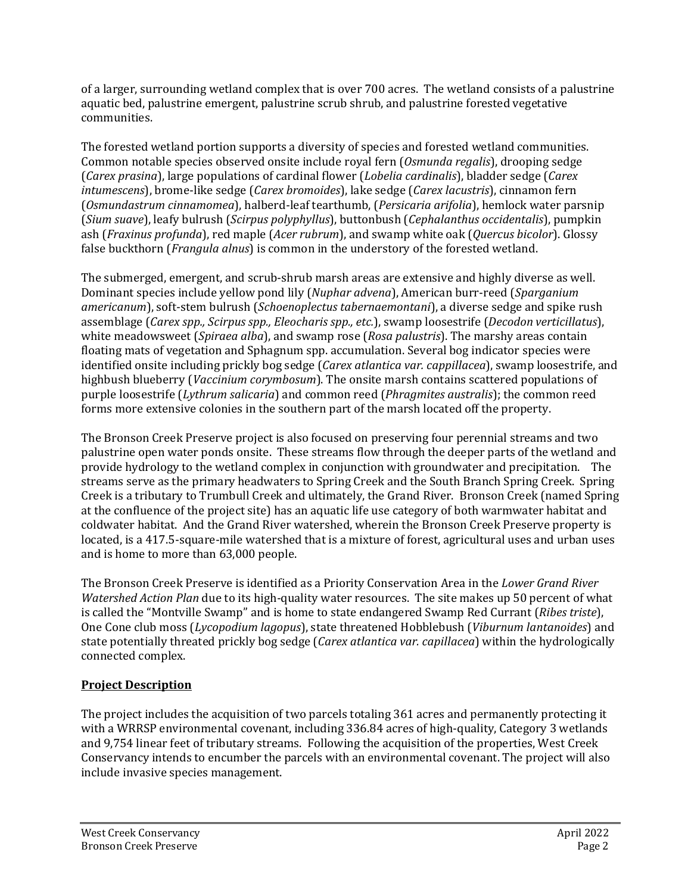of a larger, surrounding wetland complex that is over 700 acres. The wetland consists of a palustrine aquatic bed, palustrine emergent, palustrine scrub shrub, and palustrine forested vegetative communities.

The forested wetland portion supports a diversity of species and forested wetland communities. Common notable species observed onsite include royal fern (*Osmunda regalis*), drooping sedge (*Carex prasina*), large populations of cardinal flower (*Lobelia cardinalis*), bladder sedge (*Carex intumescens*), brome-like sedge (*Carex bromoides*), lake sedge (*Carex lacustris*), cinnamon fern (*Osmundastrum cinnamomea*), halberd-leaf tearthumb, (*Persicaria arifolia*), hemlock water parsnip (*Sium suave*), leafy bulrush (*Scirpus polyphyllus*), buttonbush (*Cephalanthus occidentalis*), pumpkin ash (*Fraxinus profunda*), red maple (*Acer rubrum*), and swamp white oak (*Quercus bicolor*). Glossy false buckthorn (*Frangula alnus*) is common in the understory of the forested wetland.

The submerged, emergent, and scrub-shrub marsh areas are extensive and highly diverse as well. Dominant species include yellow pond lily (*Nuphar advena*), American burr-reed (*Sparganium americanum*), soft-stem bulrush (*Schoenoplectus tabernaemontani*), a diverse sedge and spike rush assemblage (*Carex spp., Scirpus spp., Eleocharis spp., etc.*), swamp loosestrife (*Decodon verticillatus*), white meadowsweet (*Spiraea alba*), and swamp rose (*Rosa palustris*). The marshy areas contain floating mats of vegetation and Sphagnum spp. accumulation. Several bog indicator species were identified onsite including prickly bog sedge (*Carex atlantica var. cappillacea*), swamp loosestrife, and highbush blueberry (*Vaccinium corymbosum*). The onsite marsh contains scattered populations of purple loosestrife (*Lythrum salicaria*) and common reed (*Phragmites australis*); the common reed forms more extensive colonies in the southern part of the marsh located off the property.

The Bronson Creek Preserve project is also focused on preserving four perennial streams and two palustrine open water ponds onsite. These streams flow through the deeper parts of the wetland and provide hydrology to the wetland complex in conjunction with groundwater and precipitation. The streams serve as the primary headwaters to Spring Creek and the South Branch Spring Creek. Spring Creek is a tributary to Trumbull Creek and ultimately, the Grand River. Bronson Creek (named Spring at the confluence of the project site) has an aquatic life use category of both warmwater habitat and coldwater habitat. And the Grand River watershed, wherein the Bronson Creek Preserve property is located, is a 417.5-square-mile watershed that is a mixture of forest, agricultural uses and urban uses and is home to more than 63,000 people.

The Bronson Creek Preserve is identified as a Priority Conservation Area in the *Lower Grand River Watershed Action Plan* due to its high-quality water resources. The site makes up 50 percent of what is called the "Montville Swamp" and is home to state endangered Swamp Red Currant (*Ribes triste*), One Cone club moss (*Lycopodium lagopus*), state threatened Hobblebush (*Viburnum lantanoides*) and state potentially threated prickly bog sedge (*Carex atlantica var. capillacea*) within the hydrologically connected complex.

## Project Description

The project includes the acquisition of two parcels totaling 361 acres and permanently protecting it with a WRRSP environmental covenant, including 336.84 acres of high-quality, Category 3 wetlands and 9,754 linear feet of tributary streams. Following the acquisition of the properties, West Creek Conservancy intends to encumber the parcels with an environmental covenant. The project will also include invasive species management.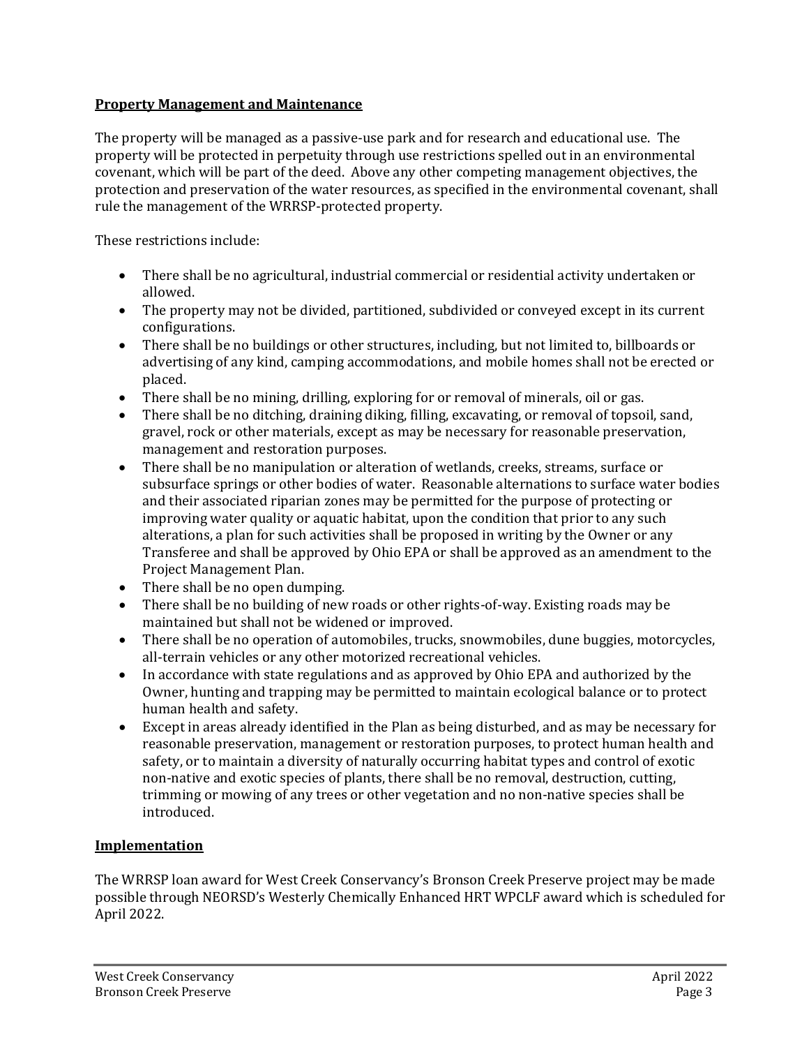**Property Management and Maintenance**

The property will be managed as a passive-use park and for research and educational use. The property will be protected in perpetuity through use restrictions spelled out in an environmental covenant, which will be part of the deed. Above any other competing management objectives, the protection and preservation of the water resources, as specified in the environmental covenant, shall rule the management of the WRRSP-protected property.

These restrictions include:

- There shall be no agricultural, industrial commercial or residential activity undertaken or allowed.
- The property may not be divided, partitioned, subdivided or conveyed except in its current configurations.
- There shall be no buildings or other structures, including, but not limited to, billboards or advertising of any kind, camping accommodations, and mobile homes shall not be erected or placed.
- There shall be no mining, drilling, exploring for or removal of minerals, oil or gas.
- There shall be no ditching, draining diking, filling, excavating, or removal of topsoil, sand, gravel, rock or other materials, except as may be necessary for reasonable preservation, management and restoration purposes.
- There shall be no manipulation or alteration of wetlands, creeks, streams, surface or subsurface springs or other bodies of water. Reasonable alternations to surface water bodies and their associated riparian zones may be permitted for the purpose of protecting or improving water quality or aquatic habitat, upon the condition that prior to any such alterations, a plan for such activities shall be proposed in writing by the Owner or any Transferee and shall be approved by Ohio EPA or shall be approved as an amendment to the Project Management Plan.
- There shall be no open dumping.
- There shall be no building of new roads or other rights-of-way. Existing roads may be maintained but shall not be widened or improved.
- There shall be no operation of automobiles, trucks, snowmobiles, dune buggies, motorcycles, all-terrain vehicles or any other motorized recreational vehicles.
- In accordance with state regulations and as approved by Ohio EPA and authorized by the Owner, hunting and trapping may be permitted to maintain ecological balance or to protect human health and safety.
- Except in areas already identified in the Plan as being disturbed, and as may be necessary for reasonable preservation, management or restoration purposes, to protect human health and safety, or to maintain a diversity of naturally occurring habitat types and control of exotic non-native and exotic species of plants, there shall be no removal, destruction, cutting, trimming or mowing of any trees or other vegetation and no non-native species shall be introduced.

**Implementation**

The WRRSP loan award for West Creek Conservancy's Bronson Creek Preserve project may be made possible through NEORSD's Westerly Chemically Enhanced HRT WPCLF award which is scheduled for April 2022.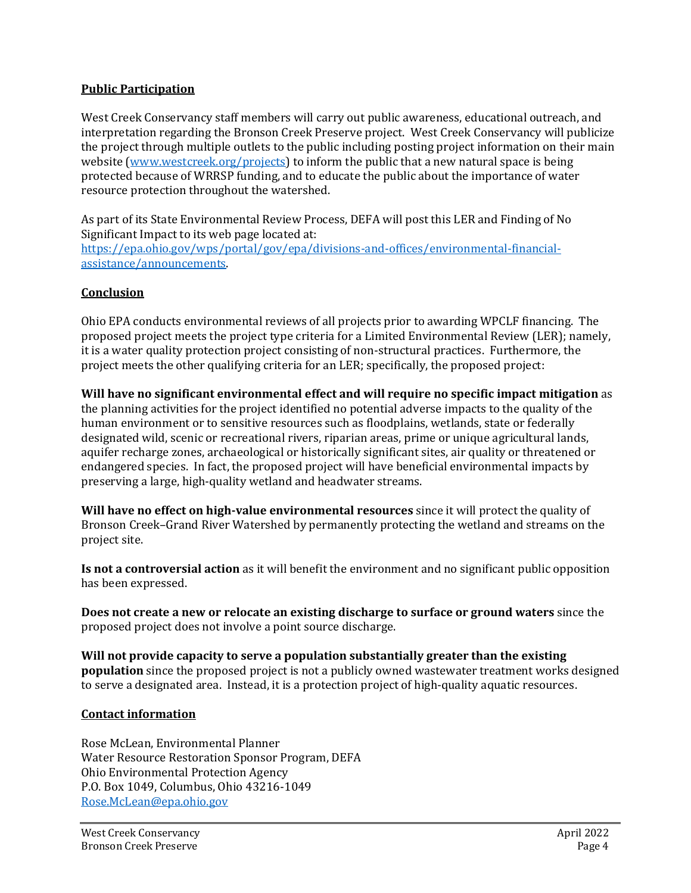## Public Participation

West Creek Conservancy staff members will carry out public awareness, educational outreach, and interpretation regarding the Bronson Creek Preserve project. West Creek Conservancy will publicize the project through multiple outlets to the public including posting project information on their main website ([www.westcreek.org/projects](www.westcreek.org/projects)) to inform the public that a new natural space is being protected because of WRRSP funding, and to educate the public about the importance of water resource protection throughout the watershed.

As part of its State Environmental Review Process, DEFA will post this LER and Finding of No Significant Impact to its web page located at: [https://epa.ohio.gov/wps/portal/gov/epa/divisions-and-offices/environmental-financial-assistance/announcements](https://epa.ohio.gov/wps/portal/gov/epa/divisions-and-offices/environmental-financial-assistance/announcements).

## Conclusion

Ohio EPA conducts environmental reviews of all projects prior to awarding WPCLF financing. The proposed project meets the project type criteria for a Limited Environmental Review (LER); namely, it is a water quality protection project consisting of non-structural practices. Furthermore, the project meets the other qualifying criteria for an LER; specifically, the proposed project:

**Will have no significant environmental effect and will require no specific impact mitigation** as the planning activities for the project identified no potential adverse impacts to the quality of the human environment or to sensitive resources such as floodplains, wetlands, state or federally designated wild, scenic or recreational rivers, riparian areas, prime or unique agricultural lands, aquifer recharge zones, archaeological or historically significant sites, air quality or threatened or endangered species. In fact, the proposed project will have beneficial environmental impacts by preserving a large, high-quality wetland and headwater streams.

**Will have no effect on high-value environmental resources** since it will protect the quality of Bronson Creek–Grand River Watershed by permanently protecting the wetland and streams on the project site.

**Is not a controversial action** as it will benefit the environment and no significant public opposition has been expressed.

**Does not create a new or relocate an existing discharge to surface or ground waters** since the proposed project does not involve a point source discharge.

**Will not provide capacity to serve a population substantially greater than the existing population** since the proposed project is not a publicly owned wastewater treatment works designed to serve a designated area. Instead, it is a protection project of high-quality aquatic resources.

## Contact information

Rose McLean, Environmental Planner  
Water Resource Restoration Sponsor Program, DEFA  
Ohio Environmental Protection Agency  
P.O. Box 1049, Columbus, Ohio 43216-1049  
[Rose.McLean@epa.ohio.gov](mailto:Rose.McLean@epa.ohio.gov)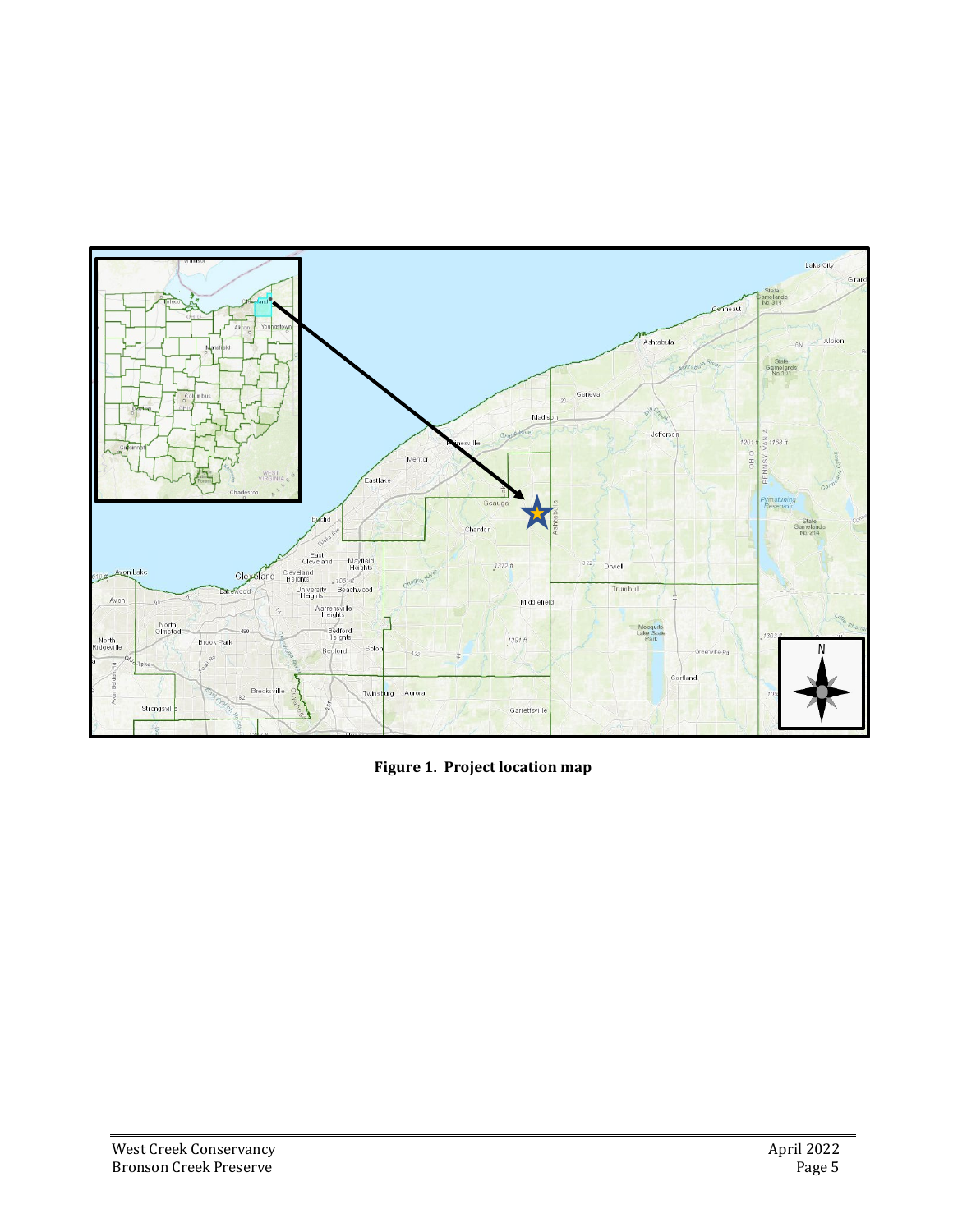**Figure 1. Project location map**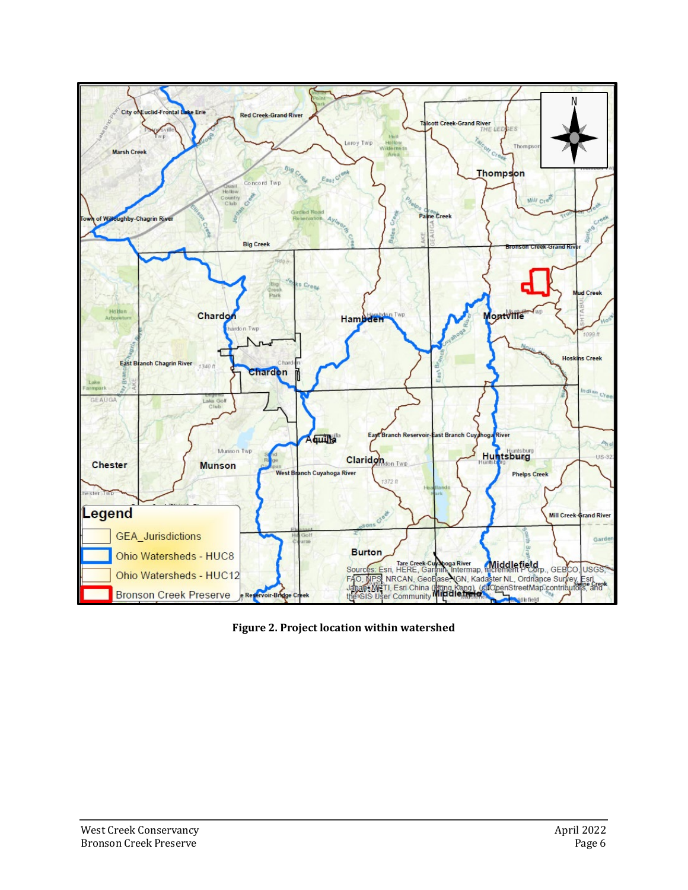**Figure 2. Project location within watershed**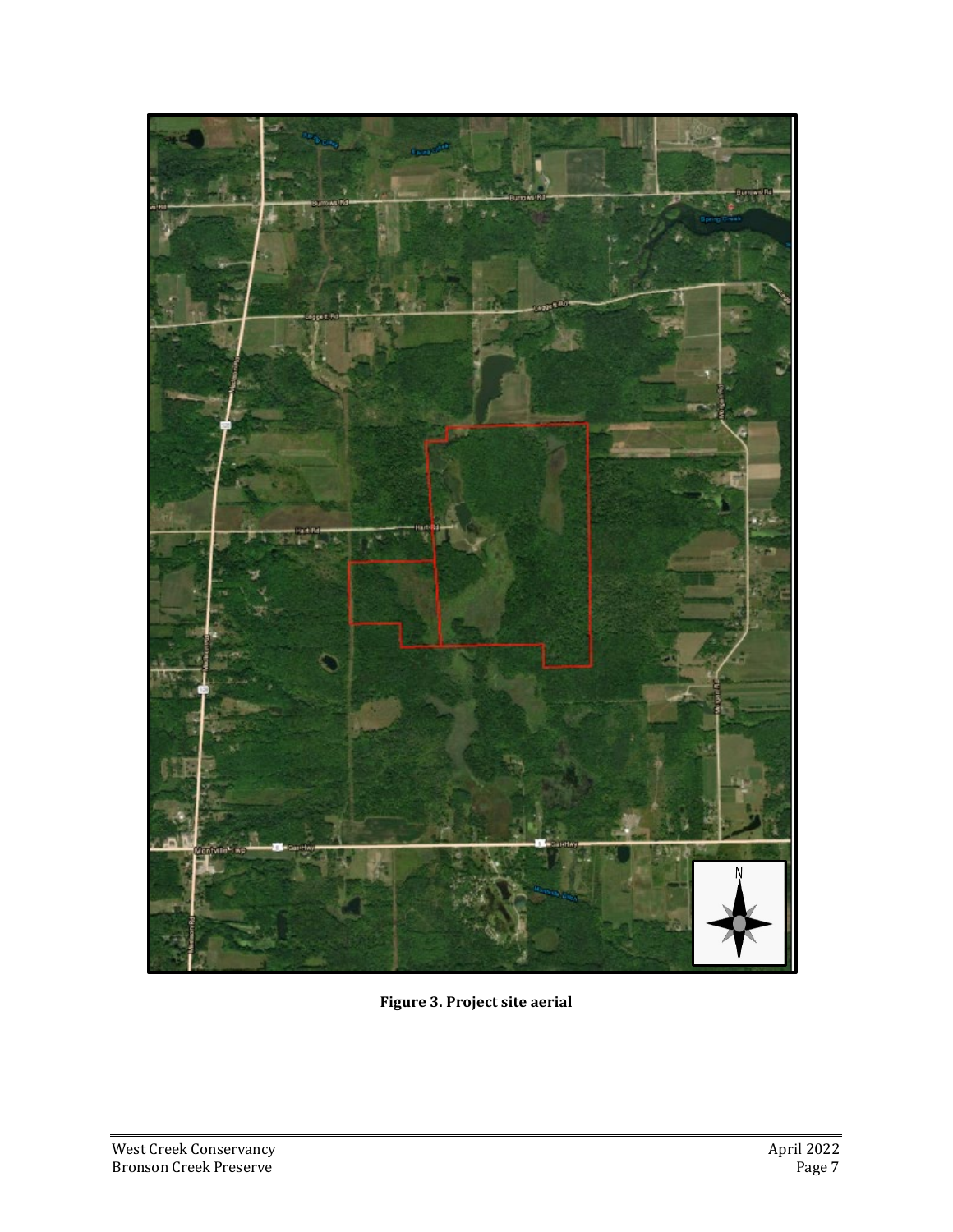Figure 3. Project site aerial